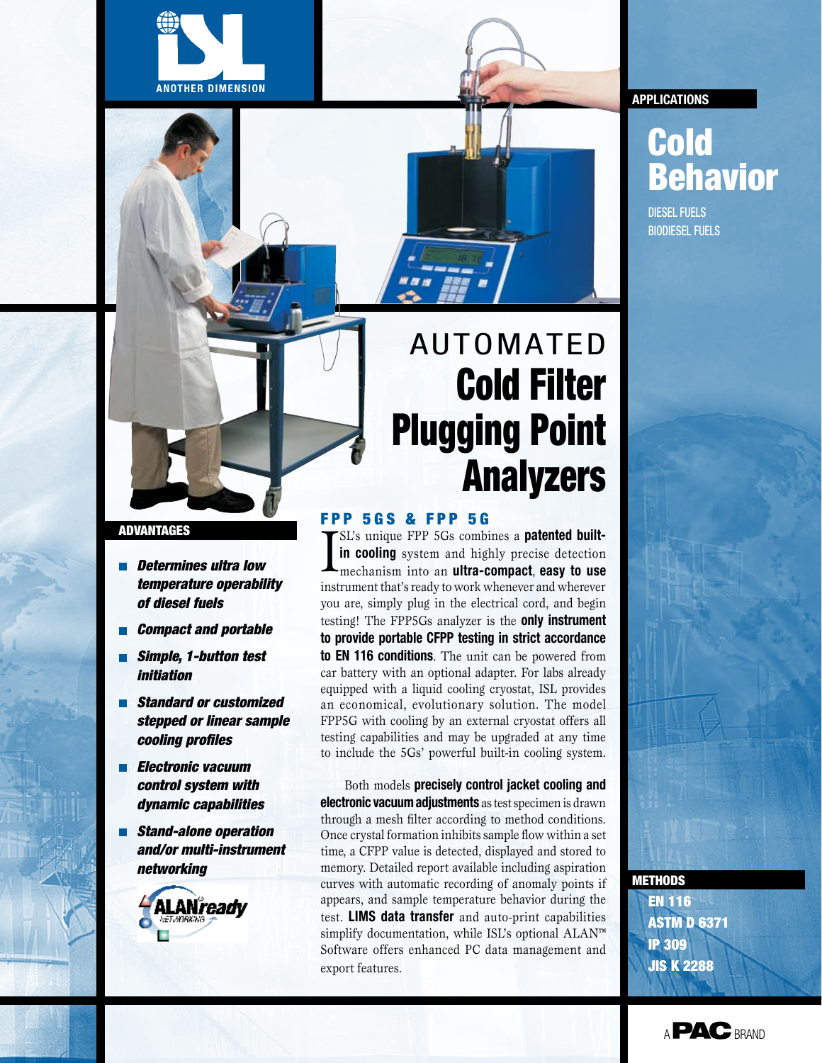ISL

ANOTHER DIMENSION

**APPLICATIONS**

# Cold Behavior

DIESEL FUELS
BIODIESEL FUELS

# AUTOMATED Cold Filter Plugging Point Analyzers

## FPP 5GS & FPP 5G

ISL's unique FPP 5Gs combines a **patented built-in cooling** system and highly precise detection mechanism into an **ultra-compact**, **easy to use** instrument that's ready to work whenever and wherever you are, simply plug in the electrical cord, and begin testing! The FPP5Gs analyzer is the **only instrument to provide portable CFPP testing in strict accordance to EN 116 conditions**. The unit can be powered from car battery with an optional adapter. For labs already equipped with a liquid cooling cryostat, ISL provides an economical, evolutionary solution. The model FPP5G with cooling by an external cryostat offers all testing capabilities and may be upgraded at any time to include the 5Gs' powerful built-in cooling system.

Both models **precisely control jacket cooling and electronic vacuum adjustments** as test specimen is drawn through a mesh filter according to method conditions. Once crystal formation inhibits sample flow within a set time, a CFPP value is detected, displayed and stored to memory. Detailed report available including aspiration curves with automatic recording of anomaly points if appears, and sample temperature behavior during the test. **LIMS data transfer** and auto-print capabilities simplify documentation, while ISL's optional ALAN™ Software offers enhanced PC data management and export features.

**ADVANTAGES**

- ***Determines ultra low temperature operability of diesel fuels***
- ***Compact and portable***
- ***Simple, 1-button test initiation***
- ***Standard or customized stepped or linear sample cooling profiles***
- ***Electronic vacuum control system with dynamic capabilities***
- ***Stand-alone operation and/or multi-instrument networking***

ALANready NETWORKING

**METHODS**

- EN 116
- ASTM D 6371
- IP 309
- JIS K 2288

A PAC BRAND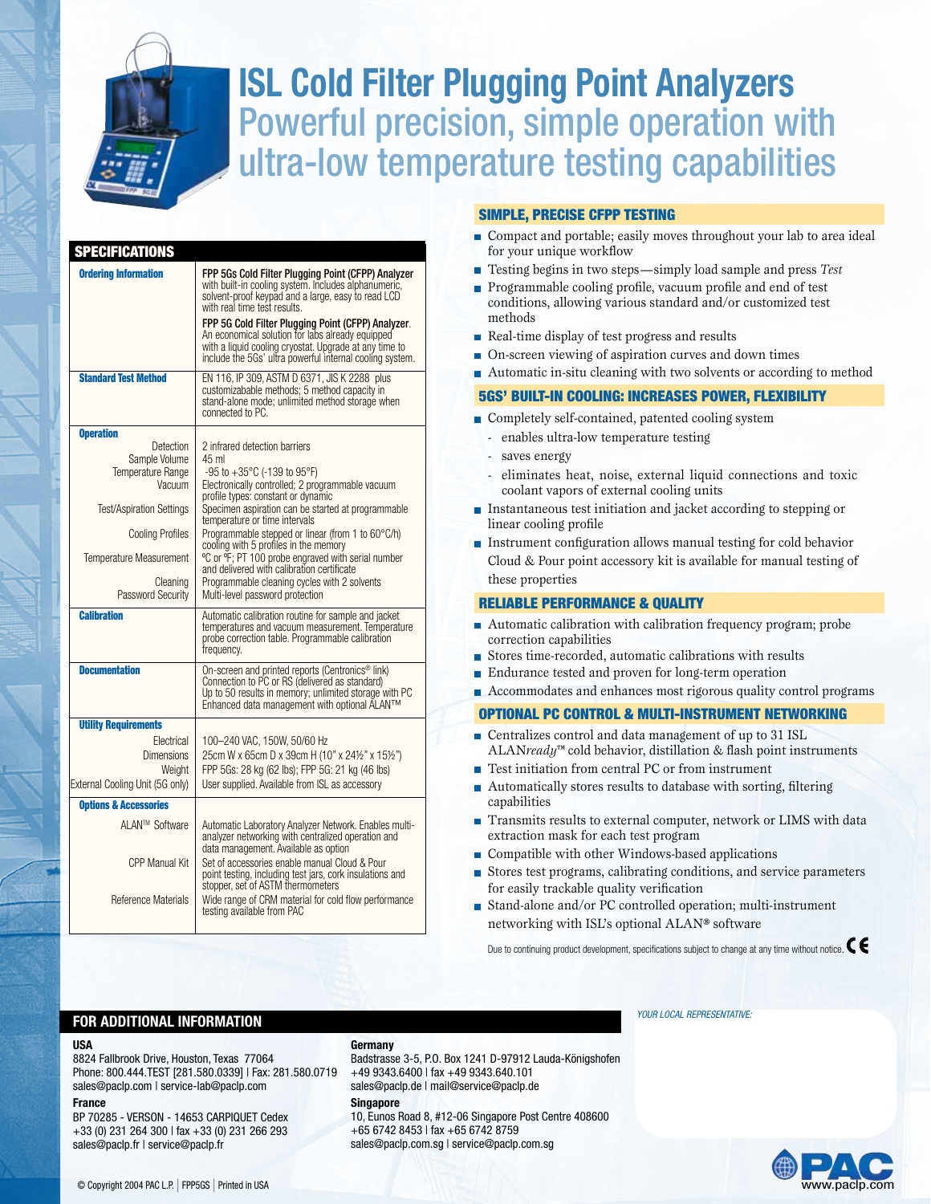# ISL Cold Filter Plugging Point Analyzers

## Powerful precision, simple operation with ultra-low temperature testing capabilities

## SPECIFICATIONS

| | |
|---|---|
| **Ordering Information** | **FPP 5Gs Cold Filter Plugging Point (CFPP) Analyzer** with built-in cooling system. Includes alphanumeric, solvent-proof keypad and a large, easy to read LCD with real time test results. **FPP 5G Cold Filter Plugging Point (CFPP) Analyzer**. An economical solution for labs already equipped with a liquid cooling cryostat. Upgrade at any time to include the 5Gs' ultra powerful internal cooling system. |
| **Standard Test Method** | EN 116, IP 309, ASTM D 6371, JIS K 2288 plus customizable methods; 5 method capacity in stand-alone mode; unlimited method storage when connected to PC. |
| **Operation** | |
| Detection | 2 infrared detection barriers |
| Sample Volume | 45 ml |
| Temperature Range | -95 to +35°C (-139 to 95°F) |
| Vacuum | Electronically controlled; 2 programmable vacuum profile types: constant or dynamic |
| Test/Aspiration Settings | Specimen aspiration can be started at programmable temperature or time intervals |
| Cooling Profiles | Programmable stepped or linear (from 1 to 60°C/h) cooling with 5 profiles in the memory |
| Temperature Measurement | ºC or ºF; PT 100 probe engraved with serial number and delivered with calibration certificate |
| Cleaning | Programmable cleaning cycles with 2 solvents |
| Password Security | Multi-level password protection |
| **Calibration** | Automatic calibration routine for sample and jacket temperatures and vacuum measurement. Temperature probe correction table. Programmable calibration frequency. |
| **Documentation** | On-screen and printed reports (Centronics® link) Connection to PC or RS (delivered as standard) Up to 50 results in memory; unlimited storage with PC Enhanced data management with optional ALAN™ |
| **Utility Requirements** | |
| Electrical | 100–240 VAC, 150W, 50/60 Hz |
| Dimensions | 25cm W x 65cm D x 39cm H (10" x 24½" x 15½") |
| Weight | FPP 5Gs: 28 kg (62 lbs); FPP 5G: 21 kg (46 lbs) |
| External Cooling Unit (5G only) | User supplied. Available from ISL as accessory |
| **Options & Accessories** | |
| ALAN™ Software | Automatic Laboratory Analyzer Network. Enables multi-analyzer networking with centralized operation and data management. Available as option |
| CPP Manual Kit | Set of accessories enable manual Cloud & Pour point testing, including test jars, cork insulations and stopper, set of ASTM thermometers |
| Reference Materials | Wide range of CRM material for cold flow performance testing available from PAC |

### SIMPLE, PRECISE CFPP TESTING

- Compact and portable; easily moves throughout your lab to area ideal for your unique workflow
- Testing begins in two steps—simply load sample and press *Test*
- Programmable cooling profile, vacuum profile and end of test conditions, allowing various standard and/or customized test methods
- Real-time display of test progress and results
- On-screen viewing of aspiration curves and down times
- Automatic in-situ cleaning with two solvents or according to method

### 5GS' BUILT-IN COOLING: INCREASES POWER, FLEXIBILITY

- Completely self-contained, patented cooling system
  - enables ultra-low temperature testing
  - saves energy
  - eliminates heat, noise, external liquid connections and toxic coolant vapors of external cooling units
- Instantaneous test initiation and jacket according to stepping or linear cooling profile
- Instrument configuration allows manual testing for cold behavior Cloud & Pour point accessory kit is available for manual testing of these properties

### RELIABLE PERFORMANCE & QUALITY

- Automatic calibration with calibration frequency program; probe correction capabilities
- Stores time-recorded, automatic calibrations with results
- Endurance tested and proven for long-term operation
- Accommodates and enhances most rigorous quality control programs

### OPTIONAL PC CONTROL & MULTI-INSTRUMENT NETWORKING

- Centralizes control and data management of up to 31 ISL ALAN*ready*™ cold behavior, distillation & flash point instruments
- Test initiation from central PC or from instrument
- Automatically stores results to database with sorting, filtering capabilities
- Transmits results to external computer, network or LIMS with data extraction mask for each test program
- Compatible with other Windows-based applications
- Stores test programs, calibrating conditions, and service parameters for easily trackable quality verification
- Stand-alone and/or PC controlled operation; multi-instrument networking with ISL's optional ALAN® software

Due to continuing product development, specifications subject to change at any time without notice. CE

## FOR ADDITIONAL INFORMATION

**USA**
8824 Fallbrook Drive, Houston, Texas 77064
Phone: 800.444.TEST [281.580.0339] | Fax: 281.580.0719
sales@paclp.com | service-lab@paclp.com

**France**
BP 70285 - VERSON - 14653 CARPIQUET Cedex
+33 (0) 231 264 300 | fax +33 (0) 231 266 293
sales@paclp.fr | service@paclp.fr

**Germany**
Badstrasse 3-5, P.O. Box 1241 D-97912 Lauda-Königshofen
+49 9343.6400 | fax +49 9343.640.101
sales@paclp.de | mail@service@paclp.de

**Singapore**
10, Eunos Road 8, #12-06 Singapore Post Centre 408600
+65 6742 8453 | fax +65 6742 8759
sales@paclp.com.sg | service@paclp.com.sg

*YOUR LOCAL REPRESENTATIVE:*

PAC
www.paclp.com

© Copyright 2004 PAC L.P. | FPP5GS | Printed in USA